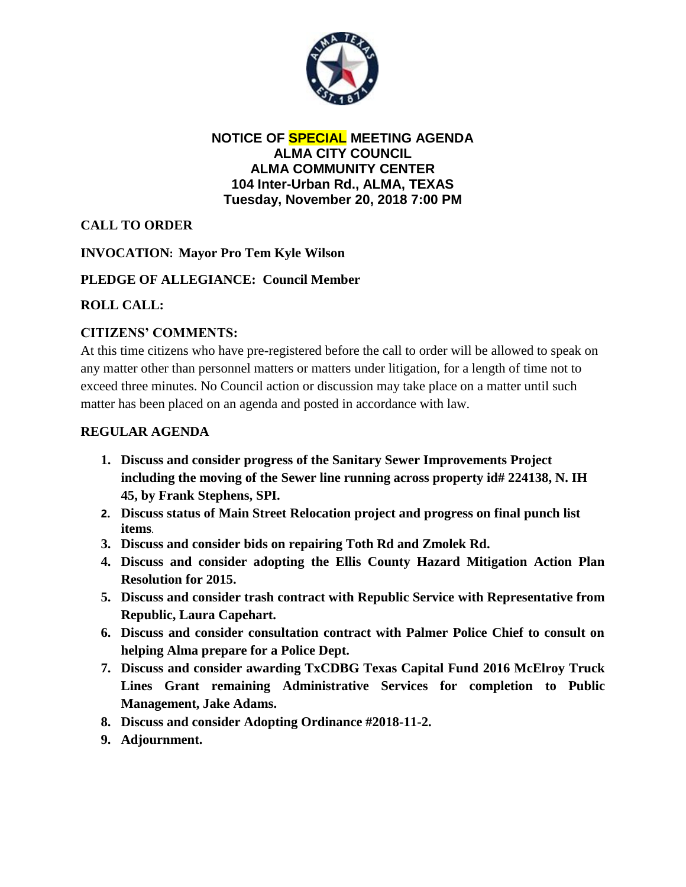# NOTICE OF SPECIAL MEETING AGENDA
# ALMA CITY COUNCIL
# ALMA COMMUNITY CENTER
# 104 Inter-Urban Rd., ALMA, TEXAS
# Tuesday, November 20, 2018 7:00 PM

**CALL TO ORDER**

**INVOCATION: Mayor Pro Tem Kyle Wilson**

**PLEDGE OF ALLEGIANCE: Council Member**

**ROLL CALL:**

**CITIZENS' COMMENTS:**

At this time citizens who have pre-registered before the call to order will be allowed to speak on any matter other than personnel matters or matters under litigation, for a length of time not to exceed three minutes. No Council action or discussion may take place on a matter until such matter has been placed on an agenda and posted in accordance with law.

**REGULAR AGENDA**

1. **Discuss and consider progress of the Sanitary Sewer Improvements Project including the moving of the Sewer line running across property id# 224138, N. IH 45, by Frank Stephens, SPI.**
2. **Discuss status of Main Street Relocation project and progress on final punch list items.**
3. **Discuss and consider bids on repairing Toth Rd and Zmolek Rd.**
4. **Discuss and consider adopting the Ellis County Hazard Mitigation Action Plan Resolution for 2015.**
5. **Discuss and consider trash contract with Republic Service with Representative from Republic, Laura Capehart.**
6. **Discuss and consider consultation contract with Palmer Police Chief to consult on helping Alma prepare for a Police Dept.**
7. **Discuss and consider awarding TxCDBG Texas Capital Fund 2016 McElroy Truck Lines Grant remaining Administrative Services for completion to Public Management, Jake Adams.**
8. **Discuss and consider Adopting Ordinance #2018-11-2.**
9. **Adjournment.**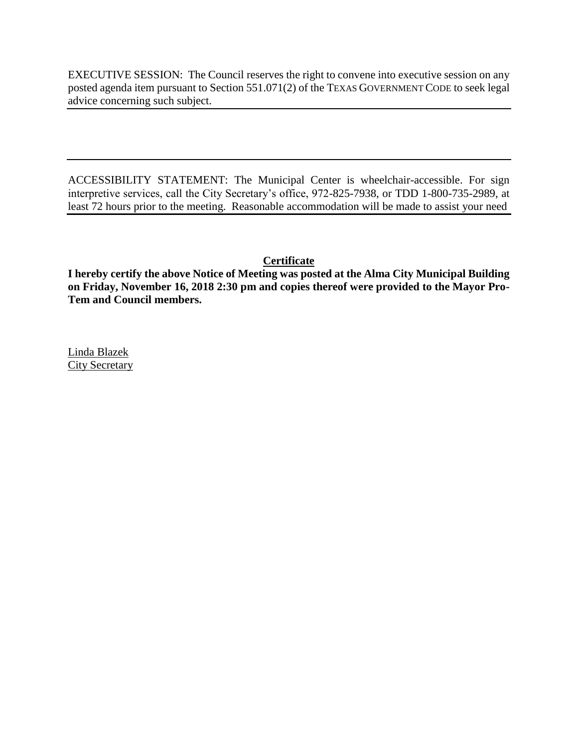EXECUTIVE SESSION: The Council reserves the right to convene into executive session on any posted agenda item pursuant to Section 551.071(2) of the TEXAS GOVERNMENT CODE to seek legal advice concerning such subject.

---

---

ACCESSIBILITY STATEMENT: The Municipal Center is wheelchair-accessible. For sign interpretive services, call the City Secretary's office, 972-825-7938, or TDD 1-800-735-2989, at least 72 hours prior to the meeting. Reasonable accommodation will be made to assist your need

---

**Certificate**

**I hereby certify the above Notice of Meeting was posted at the Alma City Municipal Building on Friday, November 16, 2018 2:30 pm and copies thereof were provided to the Mayor Pro-Tem and Council members.**

Linda Blazek
City Secretary